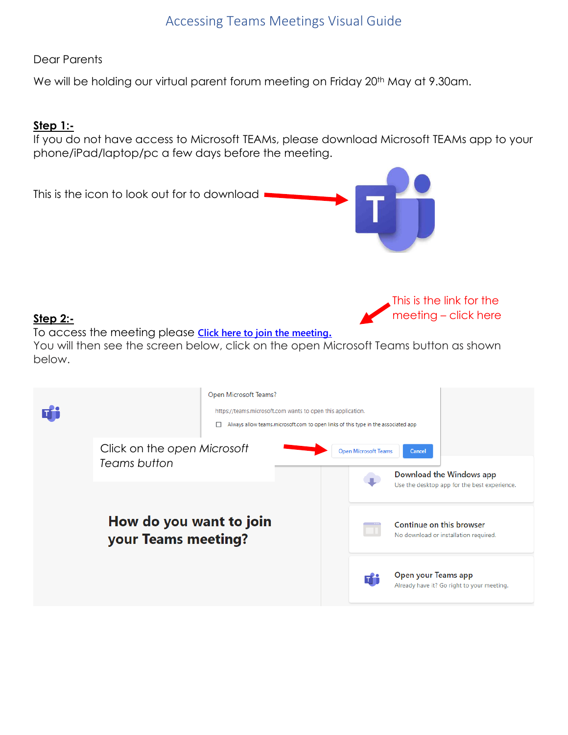# Accessing Teams Meetings Visual Guide

Dear Parents

We will be holding our virtual parent forum meeting on Friday 20th May at 9.30am.

**Step 1:-**

If you do not have access to Microsoft TEAMs, please download Microsoft TEAMs app to your phone/iPad/laptop/pc a few days before the meeting.

This is the icon to look out for to download

This is the link for the meeting – click here

**Step 2:-**

To access the meeting please [Click here to join the meeting.]

You will then see the screen below, click on the open Microsoft Teams button as shown below.

Open Microsoft Teams?

https://teams.microsoft.com wants to open this application.

Always allow teams.microsoft.com to open links of this type in the associated app

*Click on the open Microsoft Teams button*

Open Microsoft Teams | Cancel

**How do you want to join your Teams meeting?**

Download the Windows app
Use the desktop app for the best experience.

Continue on this browser
No download or installation required.

Open your Teams app
Already have it? Go right to your meeting.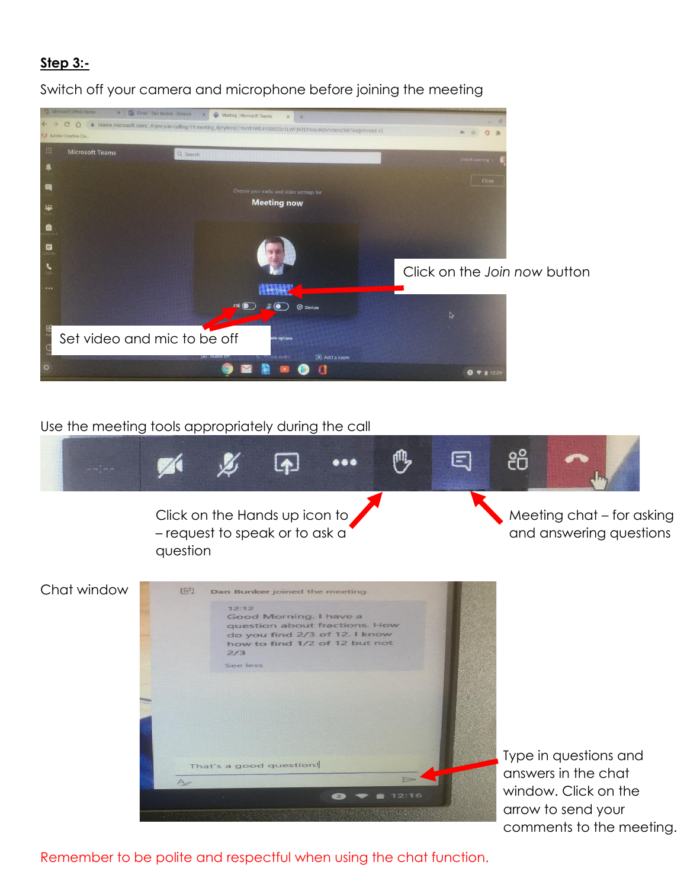**Step 3:-**

Switch off your camera and microphone before joining the meeting

Click on the *Join now* button

Set video and mic to be off

Use the meeting tools appropriately during the call

Click on the Hands up icon to – request to speak or to ask a question

Meeting chat – for asking and answering questions

Chat window

Type in questions and answers in the chat window. Click on the arrow to send your comments to the meeting.

Remember to be polite and respectful when using the chat function.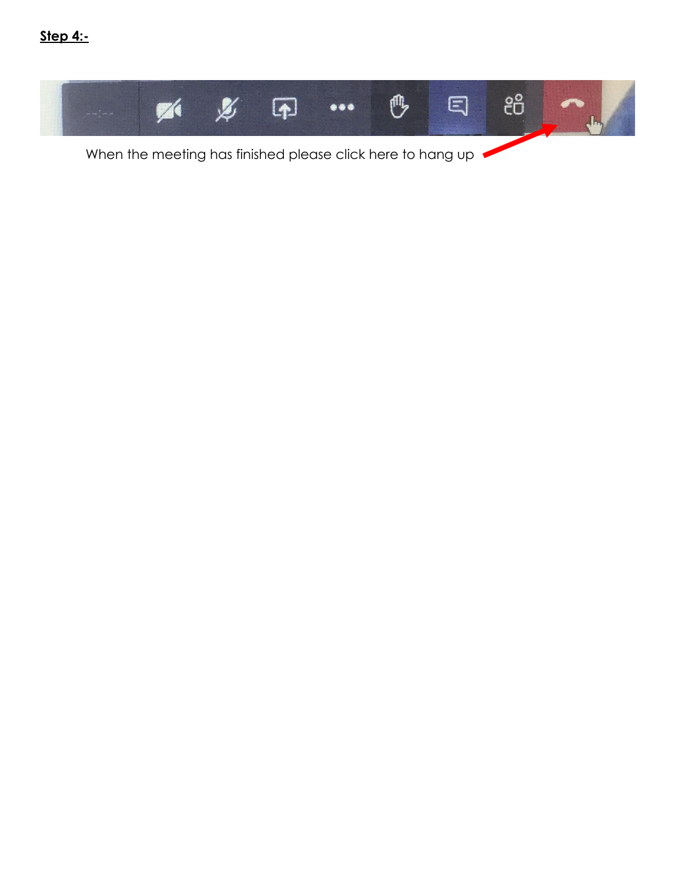**Step 4:-**

When the meeting has finished please click here to hang up